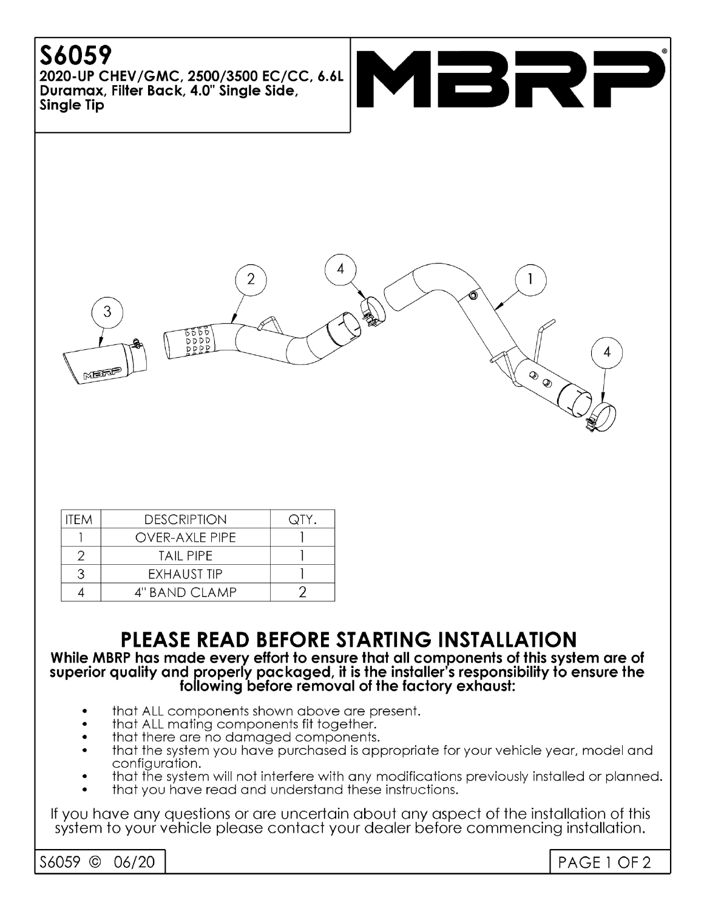# S6059

**2020-UP CHEV/GMC, 2500/3500 EC/CC, 6.6L Duramax, Filter Back, 4.0" Single Side, Single Tip**

MBRP

| ITEM | DESCRIPTION | QTY. |
|---|---|---|
| 1 | OVER-AXLE PIPE | 1 |
| 2 | TAIL PIPE | 1 |
| 3 | EXHAUST TIP | 1 |
| 4 | 4" BAND CLAMP | 2 |

## PLEASE READ BEFORE STARTING INSTALLATION

**While MBRP has made every effort to ensure that all components of this system are of superior quality and properly packaged, it is the installer's responsibility to ensure the following before removal of the factory exhaust:**

- that ALL components shown above are present.
- that ALL mating components fit together.
- that there are no damaged components.
- that the system you have purchased is appropriate for your vehicle year, model and configuration.
- that the system will not interfere with any modifications previously installed or planned.
- that you have read and understand these instructions.

If you have any questions or are uncertain about any aspect of the installation of this system to your vehicle please contact your dealer before commencing installation.

S6059 © 06/20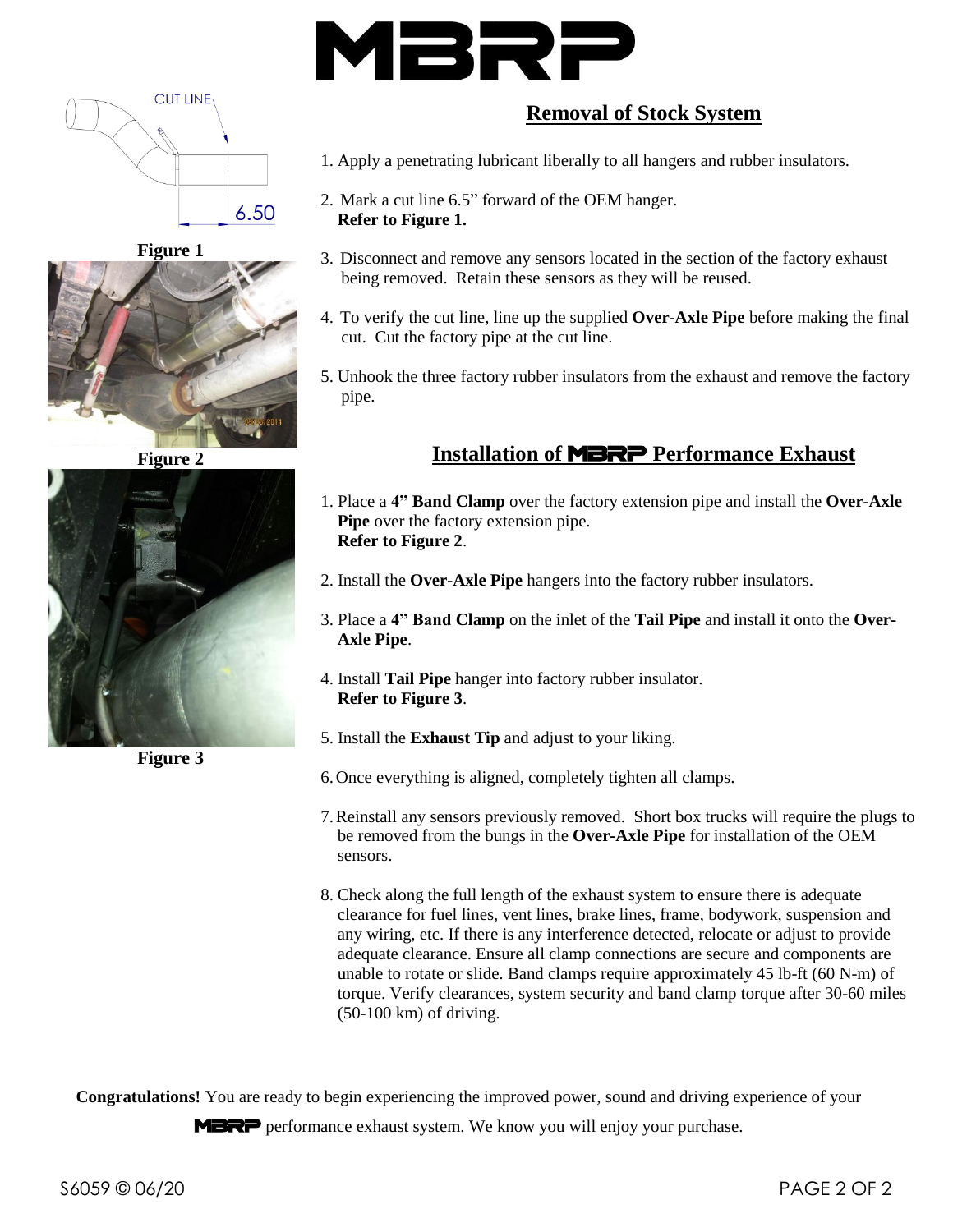MBRP

CUT LINE

6.50

Figure 1

Figure 2

Figure 3

## Removal of Stock System

1. Apply a penetrating lubricant liberally to all hangers and rubber insulators.
2. Mark a cut line 6.5" forward of the OEM hanger.
   **Refer to Figure 1.**
3. Disconnect and remove any sensors located in the section of the factory exhaust being removed. Retain these sensors as they will be reused.
4. To verify the cut line, line up the supplied **Over-Axle Pipe** before making the final cut. Cut the factory pipe at the cut line.
5. Unhook the three factory rubber insulators from the exhaust and remove the factory pipe.

## Installation of MBRP Performance Exhaust

1. Place a **4" Band Clamp** over the factory extension pipe and install the **Over-Axle Pipe** over the factory extension pipe.
   **Refer to Figure 2**.
2. Install the **Over-Axle Pipe** hangers into the factory rubber insulators.
3. Place a **4" Band Clamp** on the inlet of the **Tail Pipe** and install it onto the **Over-Axle Pipe**.
4. Install **Tail Pipe** hanger into factory rubber insulator.
   **Refer to Figure 3**.
5. Install the **Exhaust Tip** and adjust to your liking.
6. Once everything is aligned, completely tighten all clamps.
7. Reinstall any sensors previously removed. Short box trucks will require the plugs to be removed from the bungs in the **Over-Axle Pipe** for installation of the OEM sensors.
8. Check along the full length of the exhaust system to ensure there is adequate clearance for fuel lines, vent lines, brake lines, frame, bodywork, suspension and any wiring, etc. If there is any interference detected, relocate or adjust to provide adequate clearance. Ensure all clamp connections are secure and components are unable to rotate or slide. Band clamps require approximately 45 lb-ft (60 N-m) of torque. Verify clearances, system security and band clamp torque after 30-60 miles (50-100 km) of driving.

**Congratulations!** You are ready to begin experiencing the improved power, sound and driving experience of your MBRP performance exhaust system. We know you will enjoy your purchase.

S6059 © 06/20